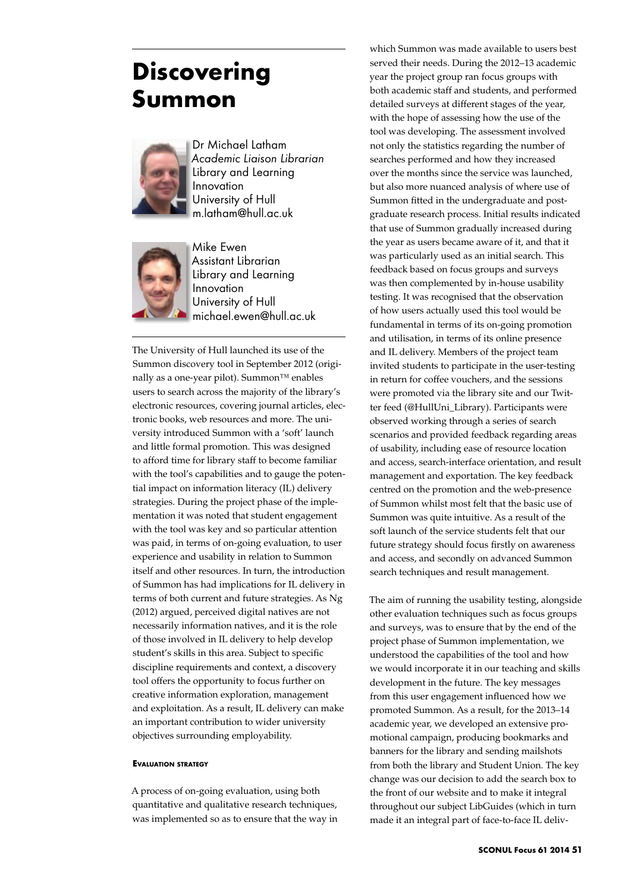# Discovering Summon

Dr Michael Latham
*Academic Liaison Librarian*
Library and Learning Innovation
University of Hull
m.latham@hull.ac.uk

Mike Ewen
Assistant Librarian
Library and Learning Innovation
University of Hull
michael.ewen@hull.ac.uk

The University of Hull launched its use of the Summon discovery tool in September 2012 (originally as a one-year pilot). Summon™ enables users to search across the majority of the library's electronic resources, covering journal articles, electronic books, web resources and more. The university introduced Summon with a 'soft' launch and little formal promotion. This was designed to afford time for library staff to become familiar with the tool's capabilities and to gauge the potential impact on information literacy (IL) delivery strategies. During the project phase of the implementation it was noted that student engagement with the tool was key and so particular attention was paid, in terms of on-going evaluation, to user experience and usability in relation to Summon itself and other resources. In turn, the introduction of Summon has had implications for IL delivery in terms of both current and future strategies. As Ng (2012) argued, perceived digital natives are not necessarily information natives, and it is the role of those involved in IL delivery to help develop student's skills in this area. Subject to specific discipline requirements and context, a discovery tool offers the opportunity to focus further on creative information exploration, management and exploitation. As a result, IL delivery can make an important contribution to wider university objectives surrounding employability.

#### Evaluation strategy

A process of on-going evaluation, using both quantitative and qualitative research techniques, was implemented so as to ensure that the way in which Summon was made available to users best served their needs. During the 2012–13 academic year the project group ran focus groups with both academic staff and students, and performed detailed surveys at different stages of the year, with the hope of assessing how the use of the tool was developing. The assessment involved not only the statistics regarding the number of searches performed and how they increased over the months since the service was launched, but also more nuanced analysis of where use of Summon fitted in the undergraduate and postgraduate research process. Initial results indicated that use of Summon gradually increased during the year as users became aware of it, and that it was particularly used as an initial search. This feedback based on focus groups and surveys was then complemented by in-house usability testing. It was recognised that the observation of how users actually used this tool would be fundamental in terms of its on-going promotion and utilisation, in terms of its online presence and IL delivery. Members of the project team invited students to participate in the user-testing in return for coffee vouchers, and the sessions were promoted via the library site and our Twitter feed (@HullUni_Library). Participants were observed working through a series of search scenarios and provided feedback regarding areas of usability, including ease of resource location and access, search-interface orientation, and result management and exportation. The key feedback centred on the promotion and the web-presence of Summon whilst most felt that the basic use of Summon was quite intuitive. As a result of the soft launch of the service students felt that our future strategy should focus firstly on awareness and access, and secondly on advanced Summon search techniques and result management.

The aim of running the usability testing, alongside other evaluation techniques such as focus groups and surveys, was to ensure that by the end of the project phase of Summon implementation, we understood the capabilities of the tool and how we would incorporate it in our teaching and skills development in the future. The key messages from this user engagement influenced how we promoted Summon. As a result, for the 2013–14 academic year, we developed an extensive promotional campaign, producing bookmarks and banners for the library and sending mailshots from both the library and Student Union. The key change was our decision to add the search box to the front of our website and to make it integral throughout our subject LibGuides (which in turn made it an integral part of face-to-face IL deliv-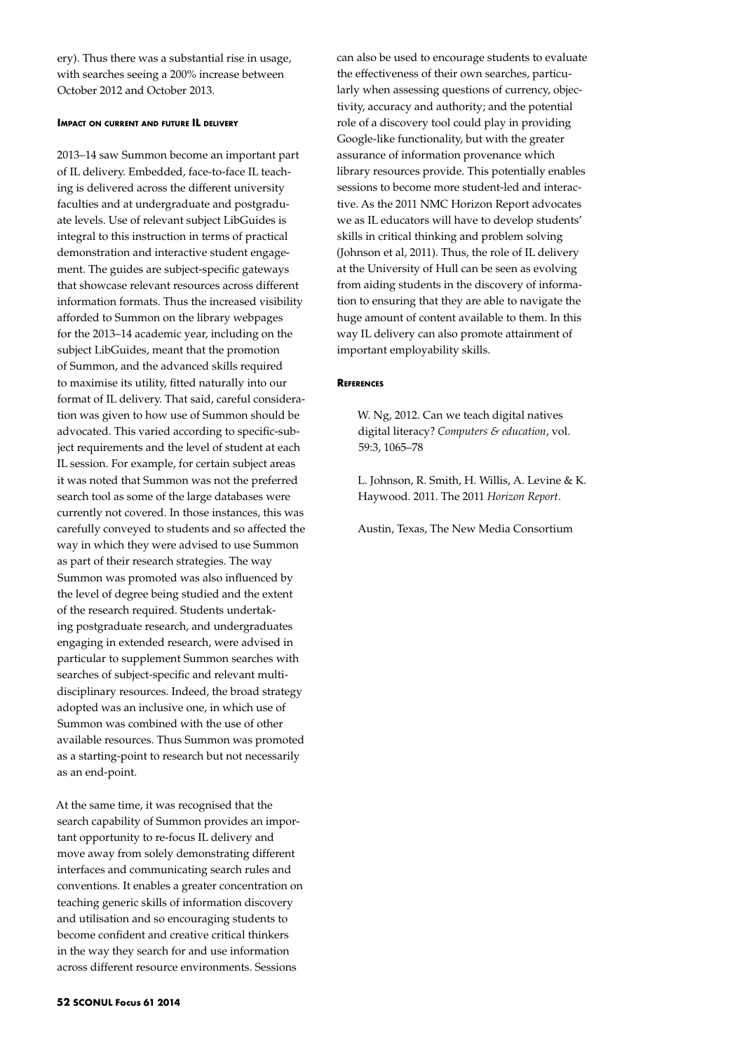ery). Thus there was a substantial rise in usage, with searches seeing a 200% increase between October 2012 and October 2013.

### Impact on current and future IL delivery

2013–14 saw Summon become an important part of IL delivery. Embedded, face-to-face IL teaching is delivered across the different university faculties and at undergraduate and postgraduate levels. Use of relevant subject LibGuides is integral to this instruction in terms of practical demonstration and interactive student engagement. The guides are subject-specific gateways that showcase relevant resources across different information formats. Thus the increased visibility afforded to Summon on the library webpages for the 2013–14 academic year, including on the subject LibGuides, meant that the promotion of Summon, and the advanced skills required to maximise its utility, fitted naturally into our format of IL delivery. That said, careful consideration was given to how use of Summon should be advocated. This varied according to specific-subject requirements and the level of student at each IL session. For example, for certain subject areas it was noted that Summon was not the preferred search tool as some of the large databases were currently not covered. In those instances, this was carefully conveyed to students and so affected the way in which they were advised to use Summon as part of their research strategies. The way Summon was promoted was also influenced by the level of degree being studied and the extent of the research required. Students undertaking postgraduate research, and undergraduates engaging in extended research, were advised in particular to supplement Summon searches with searches of subject-specific and relevant multidisciplinary resources. Indeed, the broad strategy adopted was an inclusive one, in which use of Summon was combined with the use of other available resources. Thus Summon was promoted as a starting-point to research but not necessarily as an end-point.

At the same time, it was recognised that the search capability of Summon provides an important opportunity to re-focus IL delivery and move away from solely demonstrating different interfaces and communicating search rules and conventions. It enables a greater concentration on teaching generic skills of information discovery and utilisation and so encouraging students to become confident and creative critical thinkers in the way they search for and use information across different resource environments. Sessions can also be used to encourage students to evaluate the effectiveness of their own searches, particularly when assessing questions of currency, objectivity, accuracy and authority; and the potential role of a discovery tool could play in providing Google-like functionality, but with the greater assurance of information provenance which library resources provide. This potentially enables sessions to become more student-led and interactive. As the 2011 NMC Horizon Report advocates we as IL educators will have to develop students' skills in critical thinking and problem solving (Johnson et al, 2011). Thus, the role of IL delivery at the University of Hull can be seen as evolving from aiding students in the discovery of information to ensuring that they are able to navigate the huge amount of content available to them. In this way IL delivery can also promote attainment of important employability skills.

### References

W. Ng, 2012. Can we teach digital natives digital literacy? *Computers & education*, vol. 59:3, 1065–78

L. Johnson, R. Smith, H. Willis, A. Levine & K. Haywood. 2011. The 2011 *Horizon Report*.

Austin, Texas, The New Media Consortium